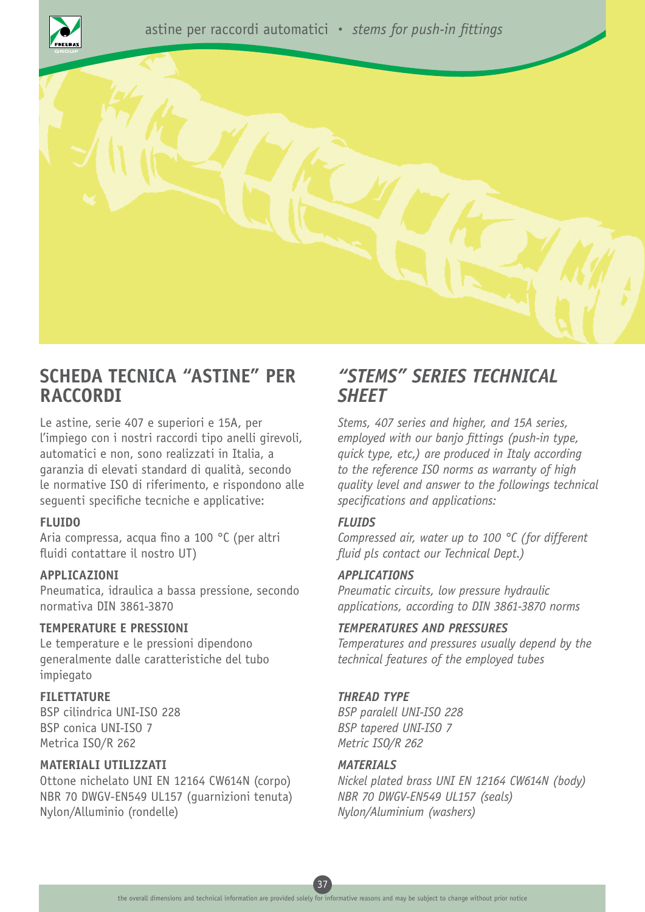## SCHEDA TECNICA "ASTINE" PER RACCORDI

Le astine, serie 407 e superiori e 15A, per l'impiego con i nostri raccordi tipo anelli girevoli, automatici e non, sono realizzati in Italia, a garanzia di elevati standard di qualità, secondo le normative ISO di riferimento, e rispondono alle seguenti specifiche tecniche e applicative:

**FLUIDO**
Aria compressa, acqua fino a 100 °C (per altri fluidi contattare il nostro UT)

**APPLICAZIONI**
Pneumatica, idraulica a bassa pressione, secondo normativa DIN 3861-3870

**TEMPERATURE E PRESSIONI**
Le temperature e le pressioni dipendono generalmente dalle caratteristiche del tubo impiegato

**FILETTATURE**
BSP cilindrica UNI-ISO 228
BSP conica UNI-ISO 7
Metrica ISO/R 262

**MATERIALI UTILIZZATI**
Ottone nichelato UNI EN 12164 CW614N (corpo)
NBR 70 DWGV-EN549 UL157 (guarnizioni tenuta)
Nylon/Alluminio (rondelle)

## *"STEMS" SERIES TECHNICAL SHEET*

*Stems, 407 series and higher, and 15A series, employed with our banjo fittings (push-in type, quick type, etc,) are produced in Italy according to the reference ISO norms as warranty of high quality level and answer to the followings technical specifications and applications:*

***FLUIDS***
*Compressed air, water up to 100 °C (for different fluid pls contact our Technical Dept.)*

***APPLICATIONS***
*Pneumatic circuits, low pressure hydraulic applications, according to DIN 3861-3870 norms*

***TEMPERATURES AND PRESSURES***
*Temperatures and pressures usually depend by the technical features of the employed tubes*

***THREAD TYPE***
*BSP paralell UNI-ISO 228*
*BSP tapered UNI-ISO 7*
*Metric ISO/R 262*

***MATERIALS***
*Nickel plated brass UNI EN 12164 CW614N (body)*
*NBR 70 DWGV-EN549 UL157 (seals)*
*Nylon/Aluminium (washers)*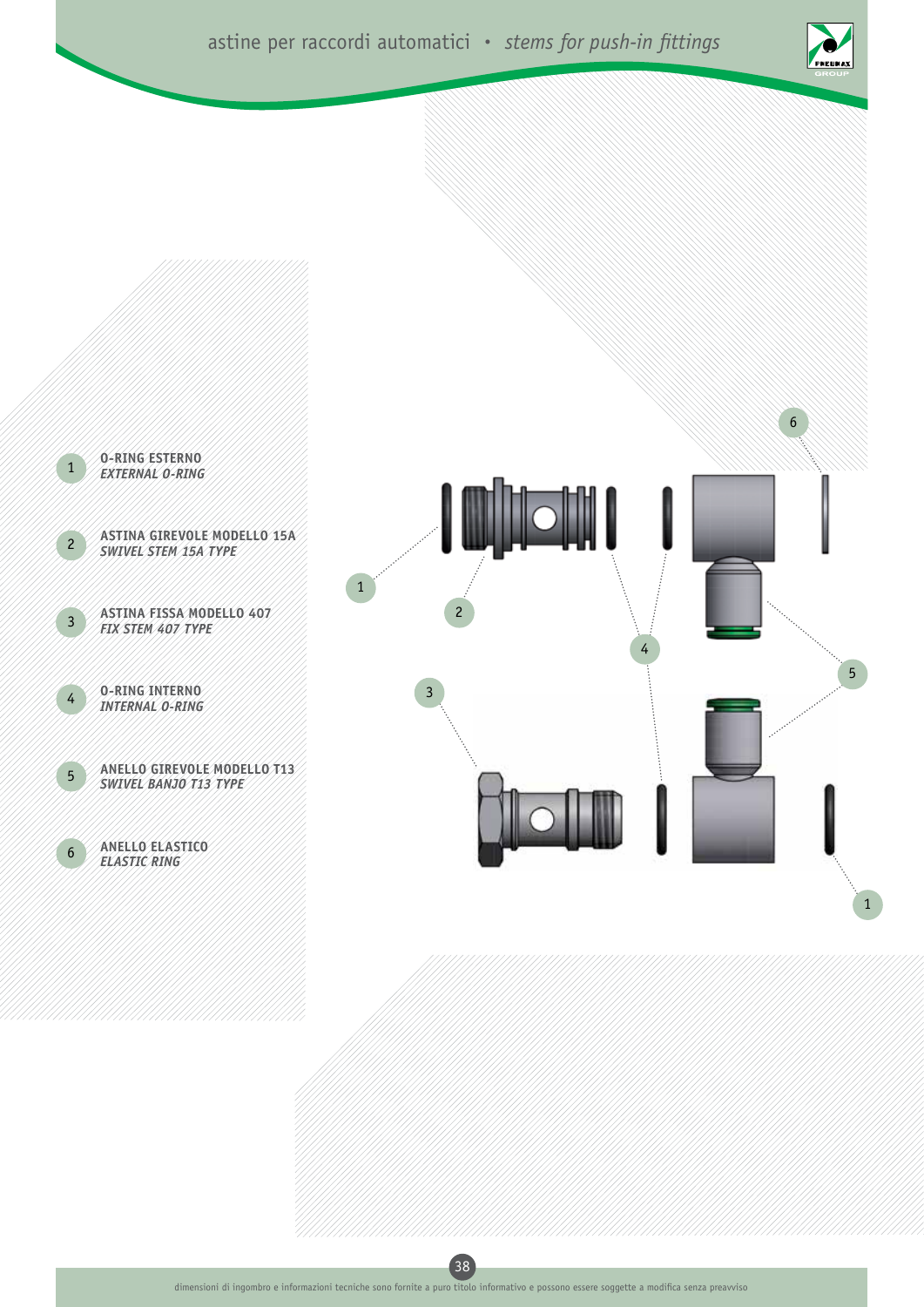1. **O-RING ESTERNO**
   *EXTERNAL O-RING*

2. **ASTINA GIREVOLE MODELLO 15A**
   *SWIVEL STEM 15A TYPE*

3. **ASTINA FISSA MODELLO 407**
   *FIX STEM 407 TYPE*

4. **O-RING INTERNO**
   *INTERNAL O-RING*

5. **ANELLO GIREVOLE MODELLO T13**
   *SWIVEL BANJO T13 TYPE*

6. **ANELLO ELASTICO**
   *ELASTIC RING*

dimensioni di ingombro e informazioni tecniche sono fornite a puro titolo informativo e possono essere soggette a modifica senza preavviso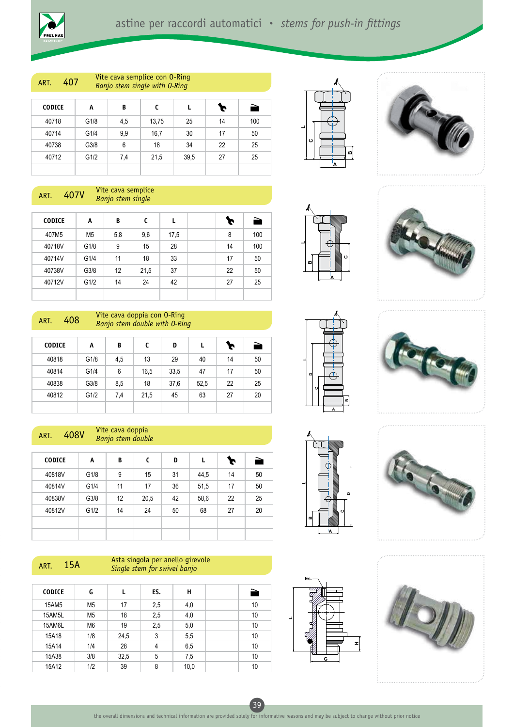# astine per raccordi automatici • *stems for push-in fittings*

## ART. 407 — Vite cava semplice con O-Ring
*Banjo stem single with O-Ring*

| CODICE | A | B | C | L | Wrench | Qty |
|---|---|---|---|---|---|---|
| 40718 | G1/8 | 4,5 | 13,75 | 25 | 14 | 100 |
| 40714 | G1/4 | 9,9 | 16,7 | 30 | 17 | 50 |
| 40738 | G3/8 | 6 | 18 | 34 | 22 | 25 |
| 40712 | G1/2 | 7,4 | 21,5 | 39,5 | 27 | 25 |

## ART. 407V — Vite cava semplice
*Banjo stem single*

| CODICE | A | B | C | L | | Wrench | Qty |
|---|---|---|---|---|---|---|---|
| 407M5 | M5 | 5,8 | 9,6 | 17,5 | | 8 | 100 |
| 40718V | G1/8 | 9 | 15 | 28 | | 14 | 100 |
| 40714V | G1/4 | 11 | 18 | 33 | | 17 | 50 |
| 40738V | G3/8 | 12 | 21,5 | 37 | | 22 | 50 |
| 40712V | G1/2 | 14 | 24 | 42 | | 27 | 25 |

## ART. 408 — Vite cava doppia con O-Ring
*Banjo stem double with O-Ring*

| CODICE | A | B | C | D | L | Wrench | Qty |
|---|---|---|---|---|---|---|---|
| 40818 | G1/8 | 4,5 | 13 | 29 | 40 | 14 | 50 |
| 40814 | G1/4 | 6 | 16,5 | 33,5 | 47 | 17 | 50 |
| 40838 | G3/8 | 8,5 | 18 | 37,6 | 52,5 | 22 | 25 |
| 40812 | G1/2 | 7,4 | 21,5 | 45 | 63 | 27 | 20 |

## ART. 408V — Vite cava doppia
*Banjo stem double*

| CODICE | A | B | C | D | L | Wrench | Qty |
|---|---|---|---|---|---|---|---|
| 40818V | G1/8 | 9 | 15 | 31 | 44,5 | 14 | 50 |
| 40814V | G1/4 | 11 | 17 | 36 | 51,5 | 17 | 50 |
| 40838V | G3/8 | 12 | 20,5 | 42 | 58,6 | 22 | 25 |
| 40812V | G1/2 | 14 | 24 | 50 | 68 | 27 | 20 |

## ART. 15A — Asta singola per anello girevole
*Single stem for swivel banjo*

| CODICE | G | L | ES. | H | | Qty |
|---|---|---|---|---|---|---|
| 15AM5 | M5 | 17 | 2,5 | 4,0 | | 10 |
| 15AM5L | M5 | 18 | 2,5 | 4,0 | | 10 |
| 15AM6L | M6 | 19 | 2,5 | 5,0 | | 10 |
| 15A18 | 1/8 | 24,5 | 3 | 5,5 | | 10 |
| 15A14 | 1/4 | 28 | 4 | 6,5 | | 10 |
| 15A38 | 3/8 | 32,5 | 5 | 7,5 | | 10 |
| 15A12 | 1/2 | 39 | 8 | 10,0 | | 10 |

the overall dimensions and technical information are provided solely for informative reasons and may be subject to change without prior notice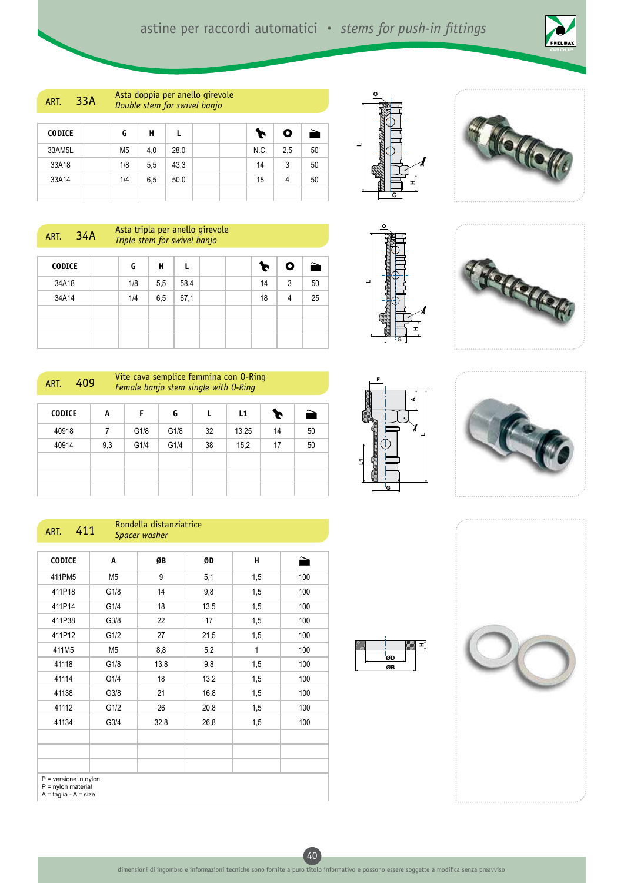# astine per raccordi automatici • *stems for push-in fittings*

## ART. 33A — Asta doppia per anello girevole / *Double stem for swivel banjo*

| CODICE | | G | H | L | | | 🔧 | O | 📦 |
|---|---|---|---|---|---|---|---|---|---|
| 33AM5L | | M5 | 4,0 | 28,0 | | | N.C. | 2,5 | 50 |
| 33A18 | | 1/8 | 5,5 | 43,3 | | | 14 | 3 | 50 |
| 33A14 | | 1/4 | 6,5 | 50,0 | | | 18 | 4 | 50 |

## ART. 34A — Asta tripla per anello girevole / *Triple stem for swivel banjo*

| CODICE | | G | H | L | | | 🔧 | O | 📦 |
|---|---|---|---|---|---|---|---|---|---|
| 34A18 | | 1/8 | 5,5 | 58,4 | | | 14 | 3 | 50 |
| 34A14 | | 1/4 | 6,5 | 67,1 | | | 18 | 4 | 25 |

## ART. 409 — Vite cava semplice femmina con O-Ring / *Female banjo stem single with O-Ring*

| CODICE | A | F | G | L | L1 | 🔧 | 📦 |
|---|---|---|---|---|---|---|---|
| 40918 | 7 | G1/8 | G1/8 | 32 | 13,25 | 14 | 50 |
| 40914 | 9,3 | G1/4 | G1/4 | 38 | 15,2 | 17 | 50 |

## ART. 411 — Rondella distanziatrice / *Spacer washer*

| CODICE | A | ØB | ØD | H | 📦 |
|---|---|---|---|---|---|
| 411PM5 | M5 | 9 | 5,1 | 1,5 | 100 |
| 411P18 | G1/8 | 14 | 9,8 | 1,5 | 100 |
| 411P14 | G1/4 | 18 | 13,5 | 1,5 | 100 |
| 411P38 | G3/8 | 22 | 17 | 1,5 | 100 |
| 411P12 | G1/2 | 27 | 21,5 | 1,5 | 100 |
| 411M5 | M5 | 8,8 | 5,2 | 1 | 100 |
| 41118 | G1/8 | 13,8 | 9,8 | 1,5 | 100 |
| 41114 | G1/4 | 18 | 13,2 | 1,5 | 100 |
| 41138 | G3/8 | 21 | 16,8 | 1,5 | 100 |
| 41112 | G1/2 | 26 | 20,8 | 1,5 | 100 |
| 41134 | G3/4 | 32,8 | 26,8 | 1,5 | 100 |

P = versione in nylon
P = nylon material
A = taglia - A = size

dimensioni di ingombro e informazioni tecniche sono fornite a puro titolo informativo e possono essere soggette a modifica senza preavviso